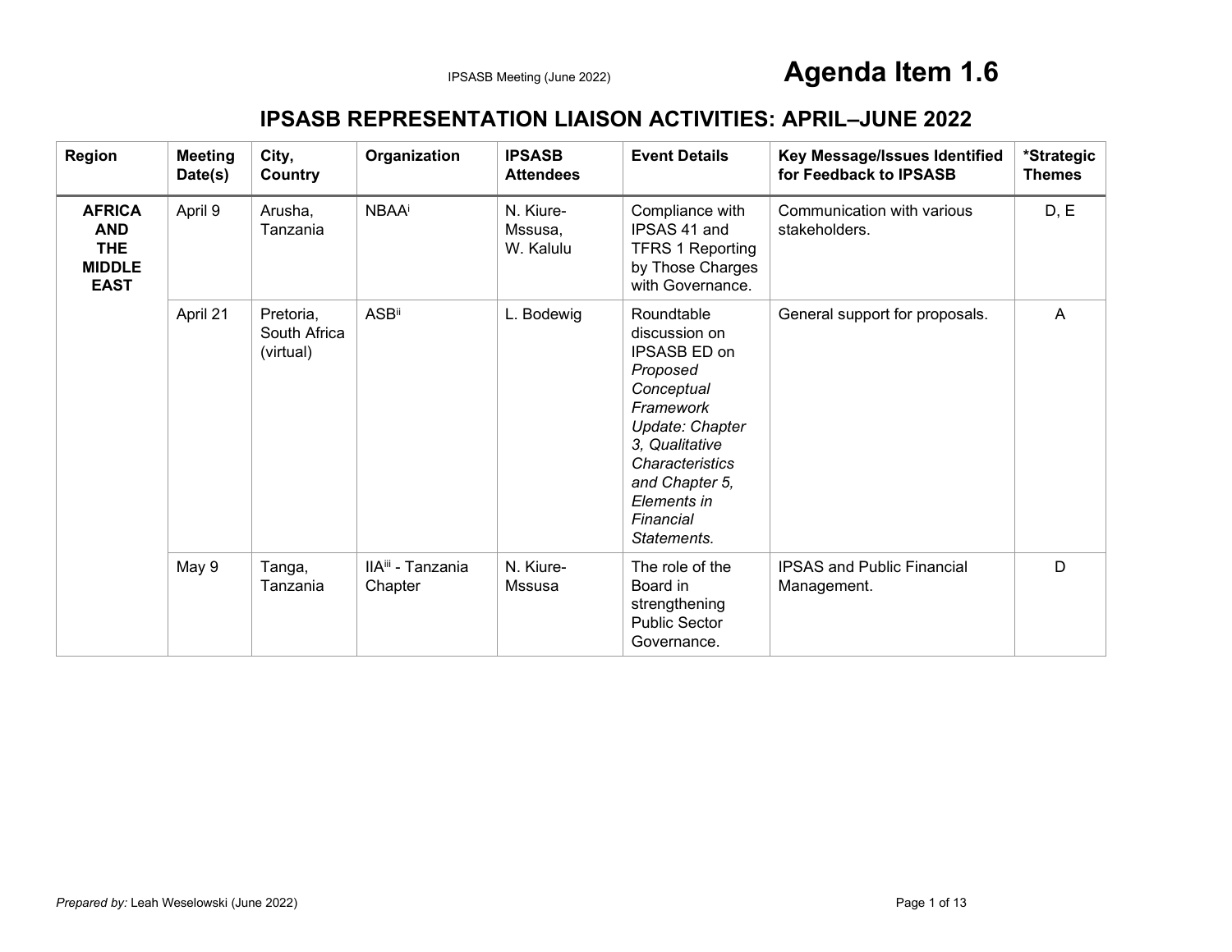IPSASB Meeting (June 2022)

# Agenda Item 1.6

## IPSASB REPRESENTATION LIAISON ACTIVITIES: APRIL–JUNE 2022

| Region | Meeting Date(s) | City, Country | Organization | IPSASB Attendees | Event Details | Key Message/Issues Identified for Feedback to IPSASB | *Strategic Themes |
|---|---|---|---|---|---|---|---|
| **AFRICA AND THE MIDDLE EAST** | April 9 | Arusha, Tanzania | NBAA[i] | N. Kiure-Mssusa, W. Kalulu | Compliance with IPSAS 41 and TFRS 1 Reporting by Those Charges with Governance. | Communication with various stakeholders. | D, E |
| | April 21 | Pretoria, South Africa (virtual) | ASB[ii] | L. Bodewig | Roundtable discussion on IPSASB ED on *Proposed Conceptual Framework Update: Chapter 3, Qualitative Characteristics and Chapter 5, Elements in Financial Statements.* | General support for proposals. | A |
| | May 9 | Tanga, Tanzania | IIA[iii] - Tanzania Chapter | N. Kiure-Mssusa | The role of the Board in strengthening Public Sector Governance. | IPSAS and Public Financial Management. | D |

*Prepared by:* Leah Weselowski (June 2022)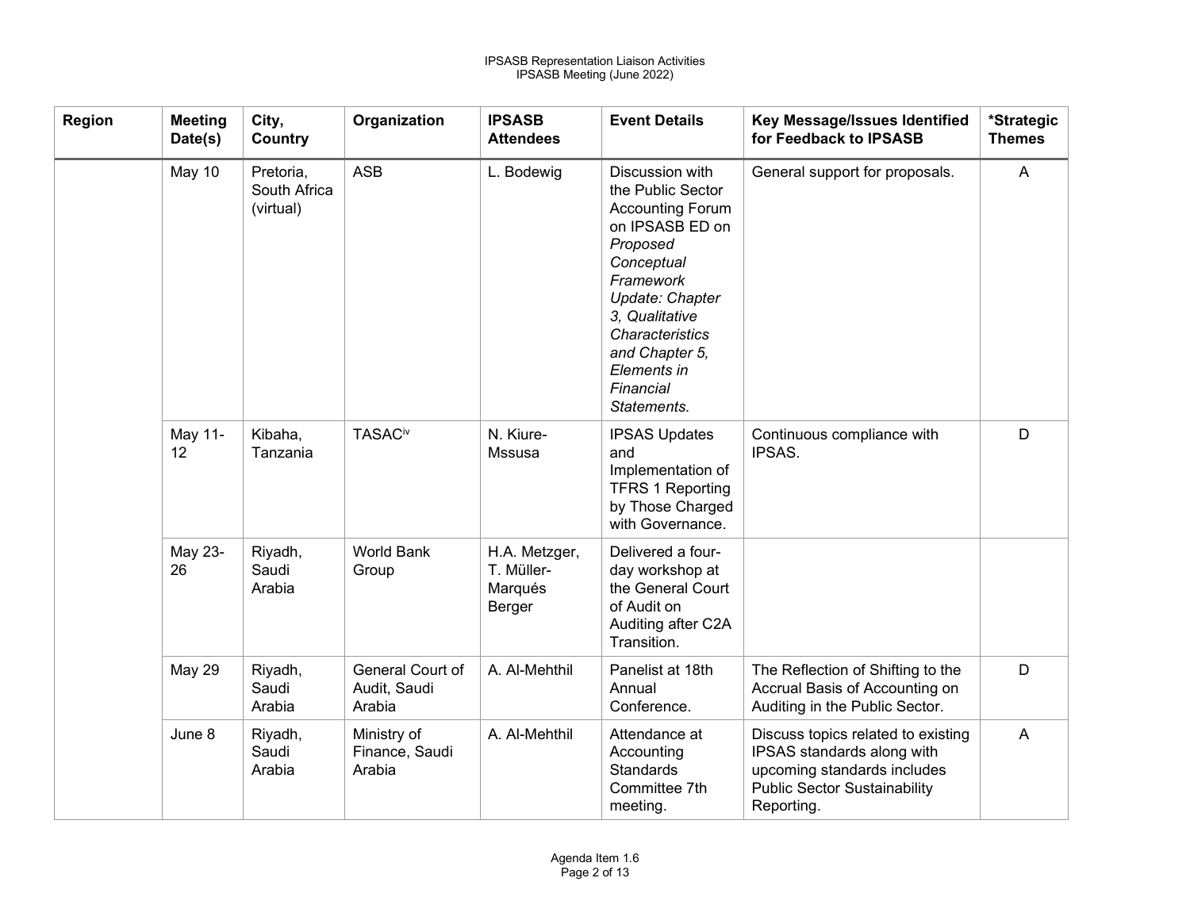| Region | Meeting Date(s) | City, Country | Organization | IPSASB Attendees | Event Details | Key Message/Issues Identified for Feedback to IPSASB | *Strategic Themes |
|---|---|---|---|---|---|---|---|
| | May 10 | Pretoria, South Africa (virtual) | ASB | L. Bodewig | Discussion with the Public Sector Accounting Forum on IPSASB ED on *Proposed Conceptual Framework Update: Chapter 3, Qualitative Characteristics and Chapter 5, Elements in Financial Statements*. | General support for proposals. | A |
| | May 11-12 | Kibaha, Tanzania | TASAC[iv] | N. Kiure-Mssusa | IPSAS Updates and Implementation of TFRS 1 Reporting by Those Charged with Governance. | Continuous compliance with IPSAS. | D |
| | May 23-26 | Riyadh, Saudi Arabia | World Bank Group | H.A. Metzger, T. Müller-Marqués Berger | Delivered a four-day workshop at the General Court of Audit on Auditing after C2A Transition. | | |
| | May 29 | Riyadh, Saudi Arabia | General Court of Audit, Saudi Arabia | A. Al-Mehthil | Panelist at 18th Annual Conference. | The Reflection of Shifting to the Accrual Basis of Accounting on Auditing in the Public Sector. | D |
| | June 8 | Riyadh, Saudi Arabia | Ministry of Finance, Saudi Arabia | A. Al-Mehthil | Attendance at Accounting Standards Committee 7th meeting. | Discuss topics related to existing IPSAS standards along with upcoming standards includes Public Sector Sustainability Reporting. | A |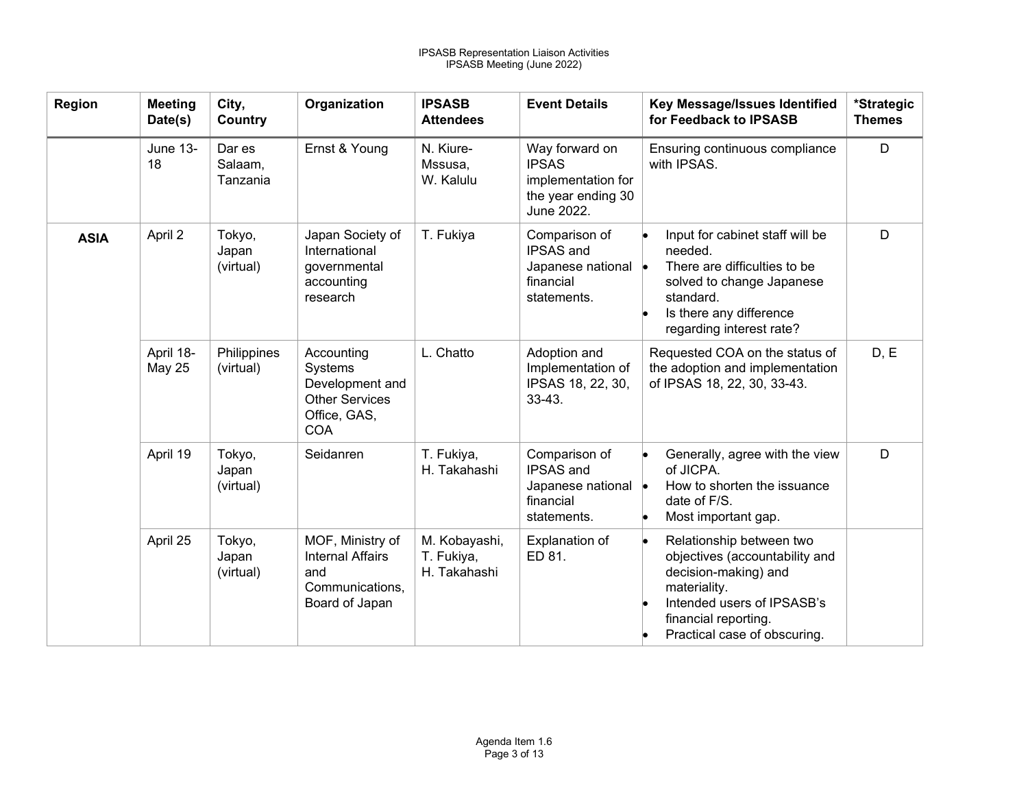| Region | Meeting Date(s) | City, Country | Organization | IPSASB Attendees | Event Details | Key Message/Issues Identified for Feedback to IPSASB | *Strategic Themes |
|---|---|---|---|---|---|---|---|
| | June 13-18 | Dar es Salaam, Tanzania | Ernst & Young | N. Kiure-Mssusa, W. Kalulu | Way forward on IPSAS implementation for the year ending 30 June 2022. | Ensuring continuous compliance with IPSAS. | D |
| **ASIA** | April 2 | Tokyo, Japan (virtual) | Japan Society of International governmental accounting research | T. Fukiya | Comparison of IPSAS and Japanese national financial statements. | • Input for cabinet staff will be needed.<br>• There are difficulties to be solved to change Japanese standard.<br>• Is there any difference regarding interest rate? | D |
| | April 18-May 25 | Philippines (virtual) | Accounting Systems Development and Other Services Office, GAS, COA | L. Chatto | Adoption and Implementation of IPSAS 18, 22, 30, 33-43. | Requested COA on the status of the adoption and implementation of IPSAS 18, 22, 30, 33-43. | D, E |
| | April 19 | Tokyo, Japan (virtual) | Seidanren | T. Fukiya, H. Takahashi | Comparison of IPSAS and Japanese national financial statements. | • Generally, agree with the view of JICPA.<br>• How to shorten the issuance date of F/S.<br>• Most important gap. | D |
| | April 25 | Tokyo, Japan (virtual) | MOF, Ministry of Internal Affairs and Communications, Board of Japan | M. Kobayashi, T. Fukiya, H. Takahashi | Explanation of ED 81. | • Relationship between two objectives (accountability and decision-making) and materiality.<br>• Intended users of IPSASB's financial reporting.<br>• Practical case of obscuring. | |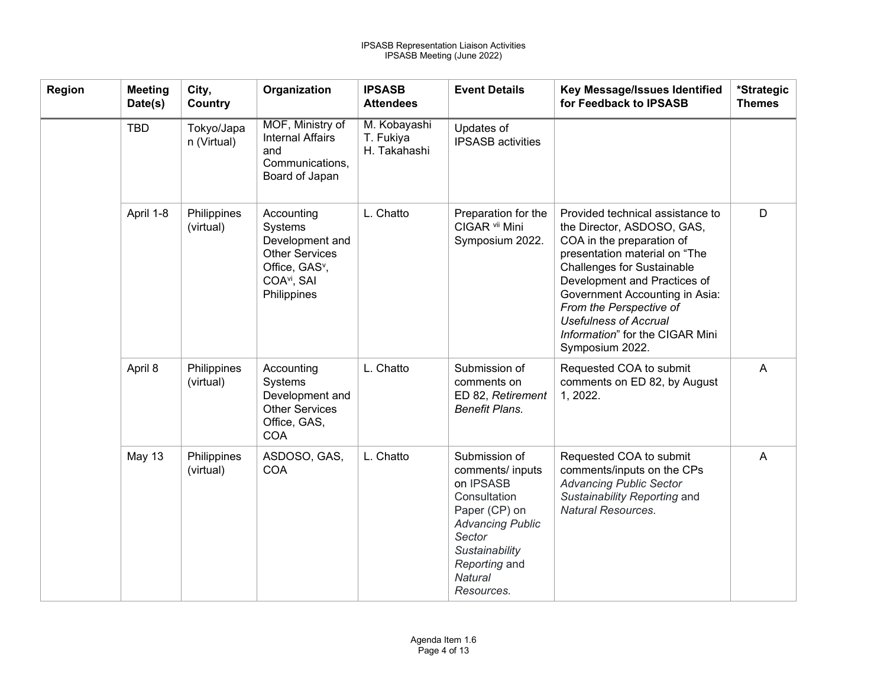| Region | Meeting Date(s) | City, Country | Organization | IPSASB Attendees | Event Details | Key Message/Issues Identified for Feedback to IPSASB | *Strategic Themes |
|---|---|---|---|---|---|---|---|
| | TBD | Tokyo/Japan (Virtual) | MOF, Ministry of Internal Affairs and Communications, Board of Japan | M. Kobayashi<br>T. Fukiya<br>H. Takahashi | Updates of IPSASB activities | | |
| | April 1-8 | Philippines (virtual) | Accounting Systems Development and Other Services Office, GAS[v], COA[vi], SAI Philippines | L. Chatto | Preparation for the CIGAR [vii] Mini Symposium 2022. | Provided technical assistance to the Director, ASDOSO, GAS, COA in the preparation of presentation material on "The Challenges for Sustainable Development and Practices of Government Accounting in Asia: *From the Perspective of Usefulness of Accrual Information*" for the CIGAR Mini Symposium 2022. | D |
| | April 8 | Philippines (virtual) | Accounting Systems Development and Other Services Office, GAS, COA | L. Chatto | Submission of comments on ED 82, *Retirement Benefit Plans.* | Requested COA to submit comments on ED 82, by August 1, 2022. | A |
| | May 13 | Philippines (virtual) | ASDOSO, GAS, COA | L. Chatto | Submission of comments/ inputs on IPSASB Consultation Paper (CP) on *Advancing Public Sector Sustainability Reporting* and *Natural Resources.* | Requested COA to submit comments/inputs on the CPs *Advancing Public Sector Sustainability Reporting* and *Natural Resources.* | A |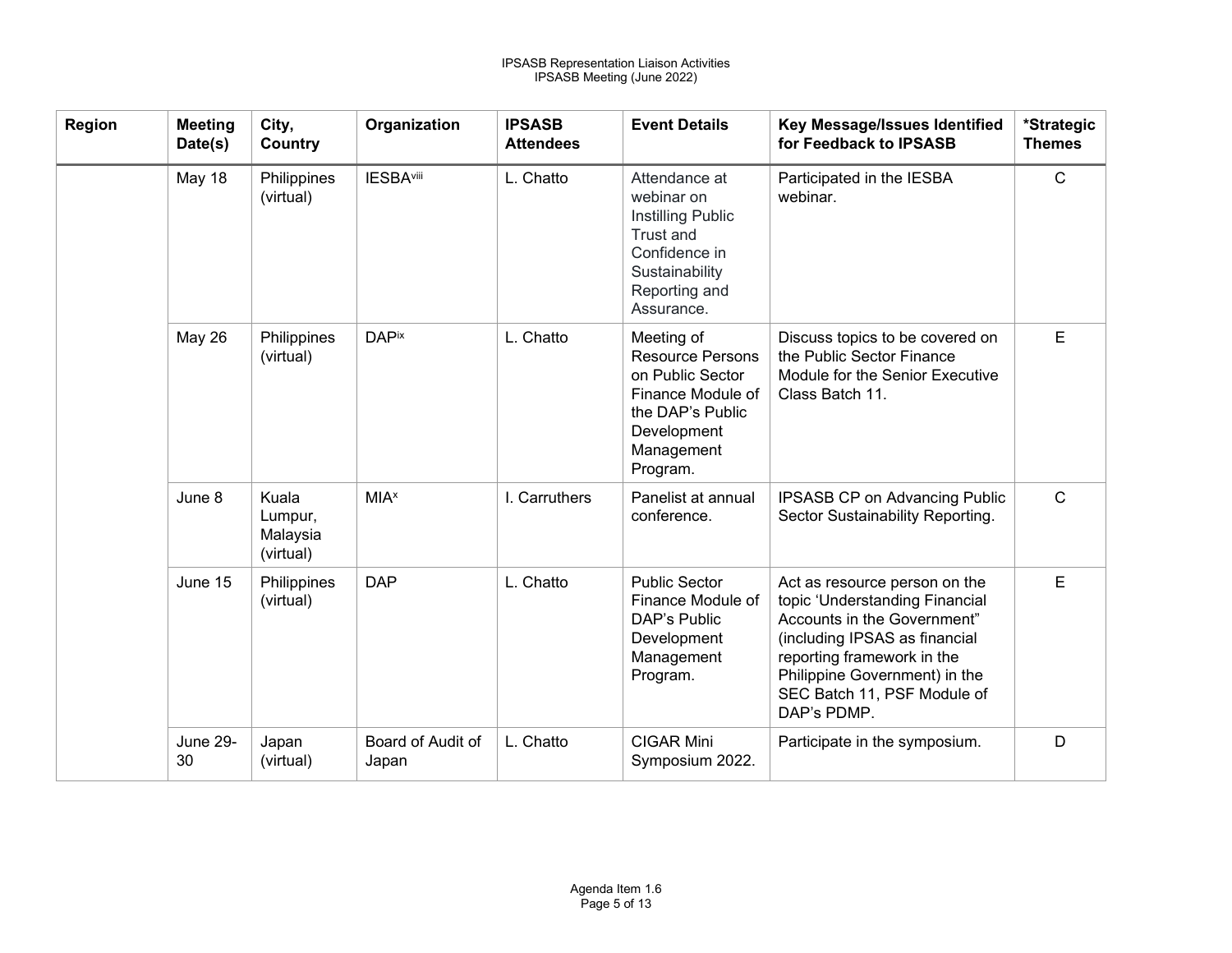| Region | Meeting Date(s) | City, Country | Organization | IPSASB Attendees | Event Details | Key Message/Issues Identified for Feedback to IPSASB | *Strategic Themes |
|---|---|---|---|---|---|---|---|
| | May 18 | Philippines (virtual) | IESBA[viii] | L. Chatto | Attendance at webinar on Instilling Public Trust and Confidence in Sustainability Reporting and Assurance. | Participated in the IESBA webinar. | C |
| | May 26 | Philippines (virtual) | DAP[ix] | L. Chatto | Meeting of Resource Persons on Public Sector Finance Module of the DAP's Public Development Management Program. | Discuss topics to be covered on the Public Sector Finance Module for the Senior Executive Class Batch 11. | E |
| | June 8 | Kuala Lumpur, Malaysia (virtual) | MIA[x] | I. Carruthers | Panelist at annual conference. | IPSASB CP on Advancing Public Sector Sustainability Reporting. | C |
| | June 15 | Philippines (virtual) | DAP | L. Chatto | Public Sector Finance Module of DAP's Public Development Management Program. | Act as resource person on the topic 'Understanding Financial Accounts in the Government" (including IPSAS as financial reporting framework in the Philippine Government) in the SEC Batch 11, PSF Module of DAP's PDMP. | E |
| | June 29-30 | Japan (virtual) | Board of Audit of Japan | L. Chatto | CIGAR Mini Symposium 2022. | Participate in the symposium. | D |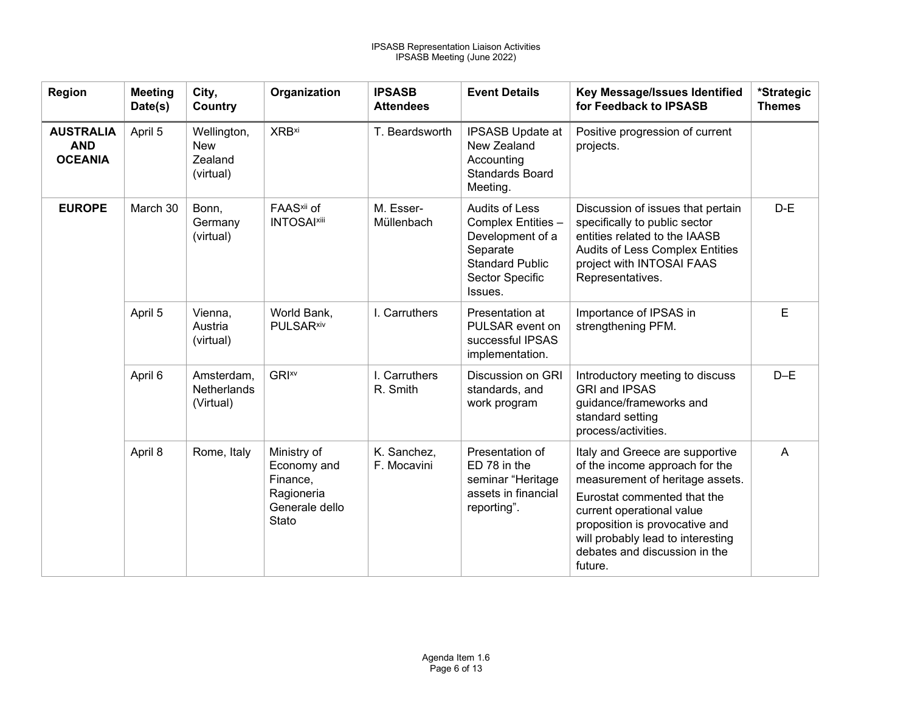| Region | Meeting Date(s) | City, Country | Organization | IPSASB Attendees | Event Details | Key Message/Issues Identified for Feedback to IPSASB | *Strategic Themes |
|---|---|---|---|---|---|---|---|
| **AUSTRALIA AND OCEANIA** | April 5 | Wellington, New Zealand (virtual) | XRB[xi] | T. Beardsworth | IPSASB Update at New Zealand Accounting Standards Board Meeting. | Positive progression of current projects. | |
| **EUROPE** | March 30 | Bonn, Germany (virtual) | FAAS[xii] of INTOSAI[xiii] | M. Esser-Müllenbach | Audits of Less Complex Entities – Development of a Separate Standard Public Sector Specific Issues. | Discussion of issues that pertain specifically to public sector entities related to the IAASB Audits of Less Complex Entities project with INTOSAI FAAS Representatives. | D-E |
| | April 5 | Vienna, Austria (virtual) | World Bank, PULSAR[xiv] | I. Carruthers | Presentation at PULSAR event on successful IPSAS implementation. | Importance of IPSAS in strengthening PFM. | E |
| | April 6 | Amsterdam, Netherlands (Virtual) | GRI[xv] | I. Carruthers<br>R. Smith | Discussion on GRI standards, and work program | Introductory meeting to discuss GRI and IPSAS guidance/frameworks and standard setting process/activities. | D–E |
| | April 8 | Rome, Italy | Ministry of Economy and Finance, Ragioneria Generale dello Stato | K. Sanchez,<br>F. Mocavini | Presentation of ED 78 in the seminar "Heritage assets in financial reporting". | Italy and Greece are supportive of the income approach for the measurement of heritage assets.<br>Eurostat commented that the current operational value proposition is provocative and will probably lead to interesting debates and discussion in the future. | A |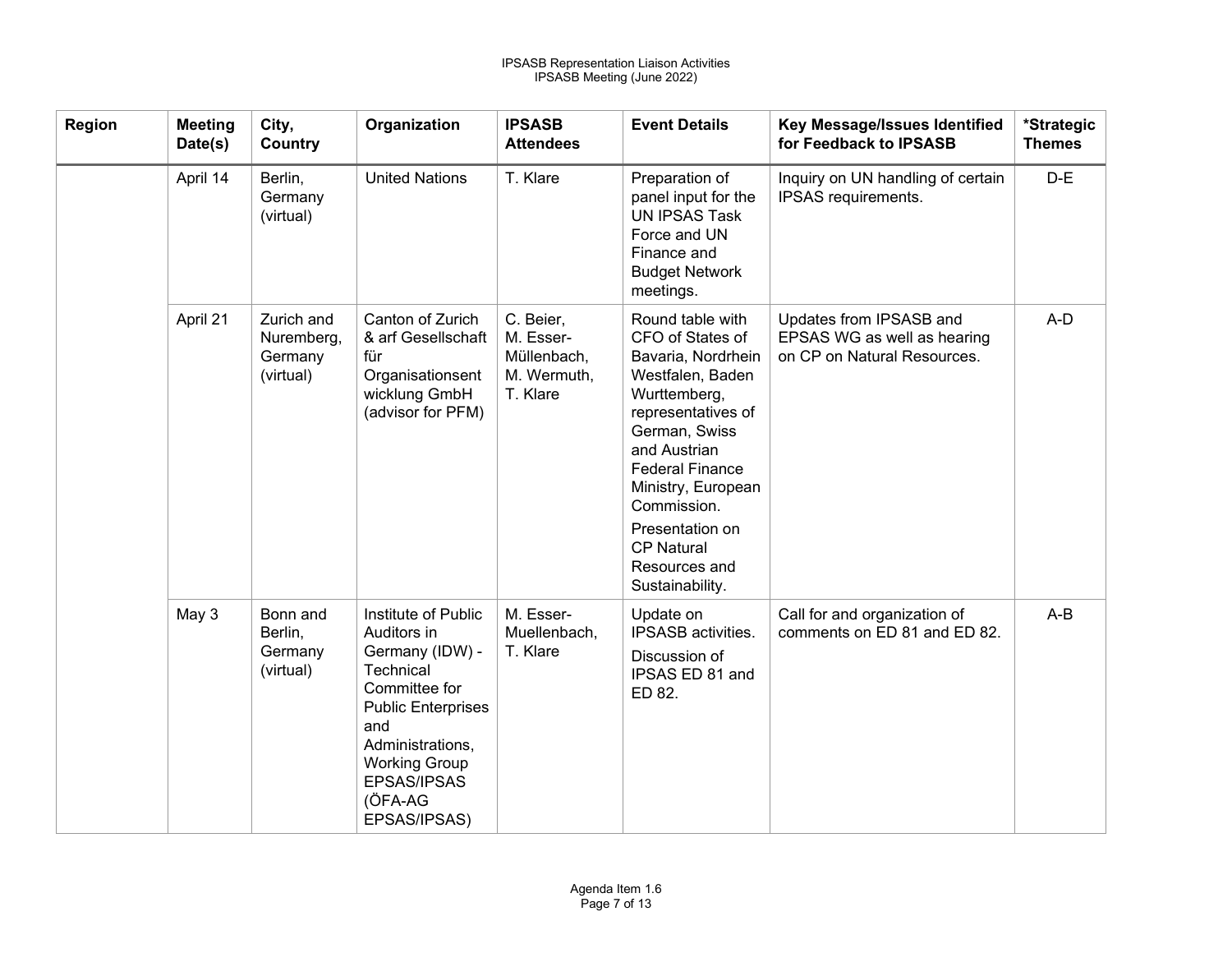| Region | Meeting Date(s) | City, Country | Organization | IPSASB Attendees | Event Details | Key Message/Issues Identified for Feedback to IPSASB | *Strategic Themes |
|---|---|---|---|---|---|---|---|
| | April 14 | Berlin, Germany (virtual) | United Nations | T. Klare | Preparation of panel input for the UN IPSAS Task Force and UN Finance and Budget Network meetings. | Inquiry on UN handling of certain IPSAS requirements. | D-E |
| | April 21 | Zurich and Nuremberg, Germany (virtual) | Canton of Zurich & arf Gesellschaft für Organisationsentwicklung GmbH (advisor for PFM) | C. Beier, M. Esser-Müllenbach, M. Wermuth, T. Klare | Round table with CFO of States of Bavaria, Nordrhein Westfalen, Baden Wurttemberg, representatives of German, Swiss and Austrian Federal Finance Ministry, European Commission.<br><br>Presentation on CP Natural Resources and Sustainability. | Updates from IPSASB and EPSAS WG as well as hearing on CP on Natural Resources. | A-D |
| | May 3 | Bonn and Berlin, Germany (virtual) | Institute of Public Auditors in Germany (IDW) - Technical Committee for Public Enterprises and Administrations, Working Group EPSAS/IPSAS (ÖFA-AG EPSAS/IPSAS) | M. Esser-Muellenbach, T. Klare | Update on IPSASB activities.<br><br>Discussion of IPSAS ED 81 and ED 82. | Call for and organization of comments on ED 81 and ED 82. | A-B |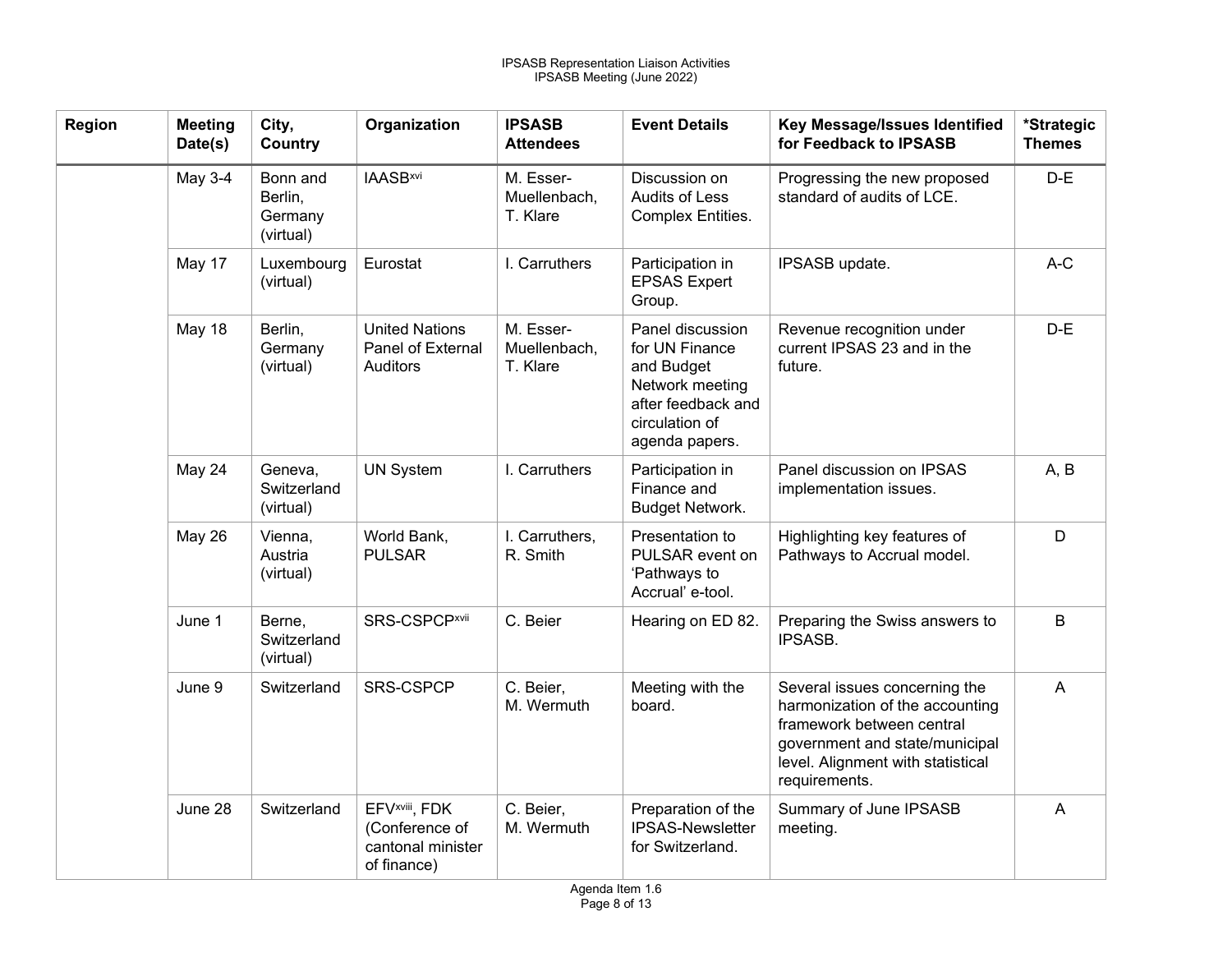| Region | Meeting Date(s) | City, Country | Organization | IPSASB Attendees | Event Details | Key Message/Issues Identified for Feedback to IPSASB | *Strategic Themes |
|---|---|---|---|---|---|---|---|
| | May 3-4 | Bonn and Berlin, Germany (virtual) | IAASB[xvi] | M. Esser-Muellenbach, T. Klare | Discussion on Audits of Less Complex Entities. | Progressing the new proposed standard of audits of LCE. | D-E |
| | May 17 | Luxembourg (virtual) | Eurostat | I. Carruthers | Participation in EPSAS Expert Group. | IPSASB update. | A-C |
| | May 18 | Berlin, Germany (virtual) | United Nations Panel of External Auditors | M. Esser-Muellenbach, T. Klare | Panel discussion for UN Finance and Budget Network meeting after feedback and circulation of agenda papers. | Revenue recognition under current IPSAS 23 and in the future. | D-E |
| | May 24 | Geneva, Switzerland (virtual) | UN System | I. Carruthers | Participation in Finance and Budget Network. | Panel discussion on IPSAS implementation issues. | A, B |
| | May 26 | Vienna, Austria (virtual) | World Bank, PULSAR | I. Carruthers, R. Smith | Presentation to PULSAR event on 'Pathways to Accrual' e-tool. | Highlighting key features of Pathways to Accrual model. | D |
| | June 1 | Berne, Switzerland (virtual) | SRS-CSPCP[xvii] | C. Beier | Hearing on ED 82. | Preparing the Swiss answers to IPSASB. | B |
| | June 9 | Switzerland | SRS-CSPCP | C. Beier, M. Wermuth | Meeting with the board. | Several issues concerning the harmonization of the accounting framework between central government and state/municipal level. Alignment with statistical requirements. | A |
| | June 28 | Switzerland | EFV[xviii], FDK (Conference of cantonal minister of finance) | C. Beier, M. Wermuth | Preparation of the IPSAS-Newsletter for Switzerland. | Summary of June IPSASB meeting. | A |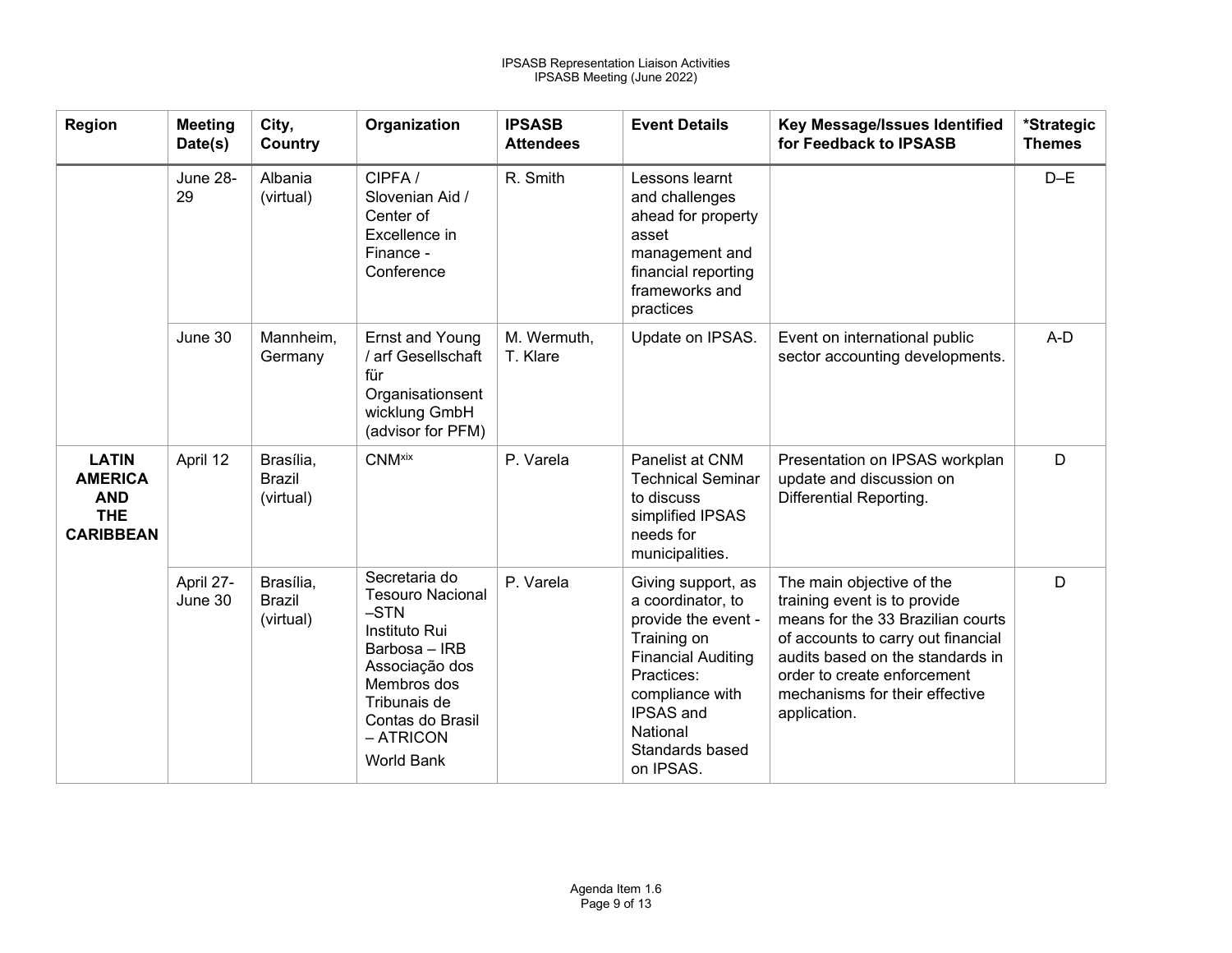| Region | Meeting Date(s) | City, Country | Organization | IPSASB Attendees | Event Details | Key Message/Issues Identified for Feedback to IPSASB | *Strategic Themes |
|---|---|---|---|---|---|---|---|
| | June 28-29 | Albania (virtual) | CIPFA / Slovenian Aid / Center of Excellence in Finance - Conference | R. Smith | Lessons learnt and challenges ahead for property asset management and financial reporting frameworks and practices | | D–E |
| | June 30 | Mannheim, Germany | Ernst and Young / arf Gesellschaft für Organisationsentwicklung GmbH (advisor for PFM) | M. Wermuth, T. Klare | Update on IPSAS. | Event on international public sector accounting developments. | A-D |
| **LATIN AMERICA AND THE CARIBBEAN** | April 12 | Brasília, Brazil (virtual) | CNM[xix] | P. Varela | Panelist at CNM Technical Seminar to discuss simplified IPSAS needs for municipalities. | Presentation on IPSAS workplan update and discussion on Differential Reporting. | D |
| | April 27-June 30 | Brasília, Brazil (virtual) | Secretaria do Tesouro Nacional –STN Instituto Rui Barbosa – IRB Associação dos Membros dos Tribunais de Contas do Brasil – ATRICON World Bank | P. Varela | Giving support, as a coordinator, to provide the event - Training on Financial Auditing Practices: compliance with IPSAS and National Standards based on IPSAS. | The main objective of the training event is to provide means for the 33 Brazilian courts of accounts to carry out financial audits based on the standards in order to create enforcement mechanisms for their effective application. | D |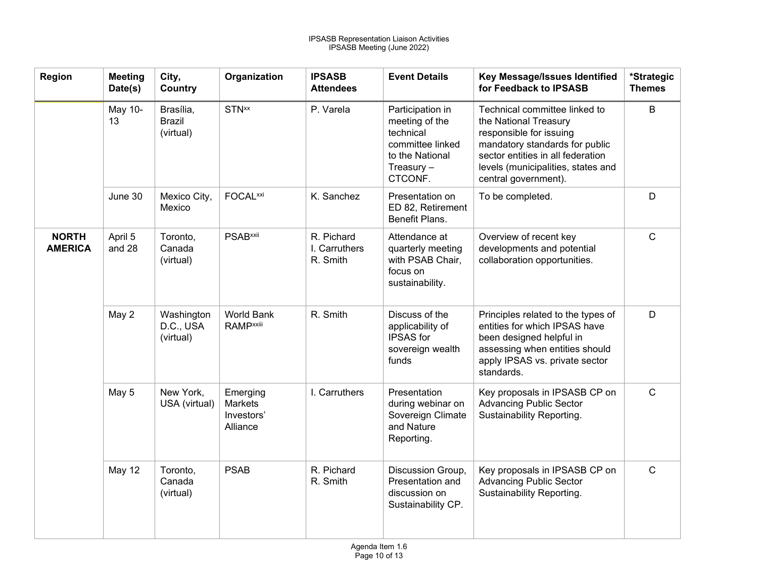| Region | Meeting Date(s) | City, Country | Organization | IPSASB Attendees | Event Details | Key Message/Issues Identified for Feedback to IPSASB | *Strategic Themes |
|---|---|---|---|---|---|---|---|
| | May 10-13 | Brasília, Brazil (virtual) | STN[xx] | P. Varela | Participation in meeting of the technical committee linked to the National Treasury – CTCONF. | Technical committee linked to the National Treasury responsible for issuing mandatory standards for public sector entities in all federation levels (municipalities, states and central government). | B |
| | June 30 | Mexico City, Mexico | FOCAL[xxi] | K. Sanchez | Presentation on ED 82, Retirement Benefit Plans. | To be completed. | D |
| **NORTH AMERICA** | April 5 and 28 | Toronto, Canada (virtual) | PSAB[xxii] | R. Pichard<br>I. Carruthers<br>R. Smith | Attendance at quarterly meeting with PSAB Chair, focus on sustainability. | Overview of recent key developments and potential collaboration opportunities. | C |
| | May 2 | Washington D.C., USA (virtual) | World Bank RAMP[xxiii] | R. Smith | Discuss of the applicability of IPSAS for sovereign wealth funds | Principles related to the types of entities for which IPSAS have been designed helpful in assessing when entities should apply IPSAS vs. private sector standards. | D |
| | May 5 | New York, USA (virtual) | Emerging Markets Investors' Alliance | I. Carruthers | Presentation during webinar on Sovereign Climate and Nature Reporting. | Key proposals in IPSASB CP on Advancing Public Sector Sustainability Reporting. | C |
| | May 12 | Toronto, Canada (virtual) | PSAB | R. Pichard<br>R. Smith | Discussion Group, Presentation and discussion on Sustainability CP. | Key proposals in IPSASB CP on Advancing Public Sector Sustainability Reporting. | C |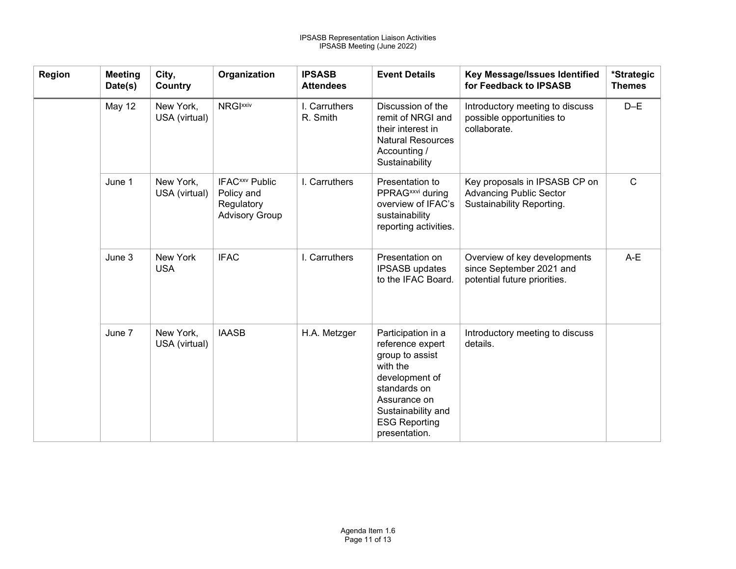| Region | Meeting Date(s) | City, Country | Organization | IPSASB Attendees | Event Details | Key Message/Issues Identified for Feedback to IPSASB | *Strategic Themes |
|---|---|---|---|---|---|---|---|
| | May 12 | New York, USA (virtual) | NRGI[xxiv] | I. Carruthers R. Smith | Discussion of the remit of NRGI and their interest in Natural Resources Accounting / Sustainability | Introductory meeting to discuss possible opportunities to collaborate. | D–E |
| | June 1 | New York, USA (virtual) | IFAC[xxv] Public Policy and Regulatory Advisory Group | I. Carruthers | Presentation to PPRAG[xxvi] during overview of IFAC's sustainability reporting activities. | Key proposals in IPSASB CP on Advancing Public Sector Sustainability Reporting. | C |
| | June 3 | New York USA | IFAC | I. Carruthers | Presentation on IPSASB updates to the IFAC Board. | Overview of key developments since September 2021 and potential future priorities. | A-E |
| | June 7 | New York, USA (virtual) | IAASB | H.A. Metzger | Participation in a reference expert group to assist with the development of standards on Assurance on Sustainability and ESG Reporting presentation. | Introductory meeting to discuss details. | |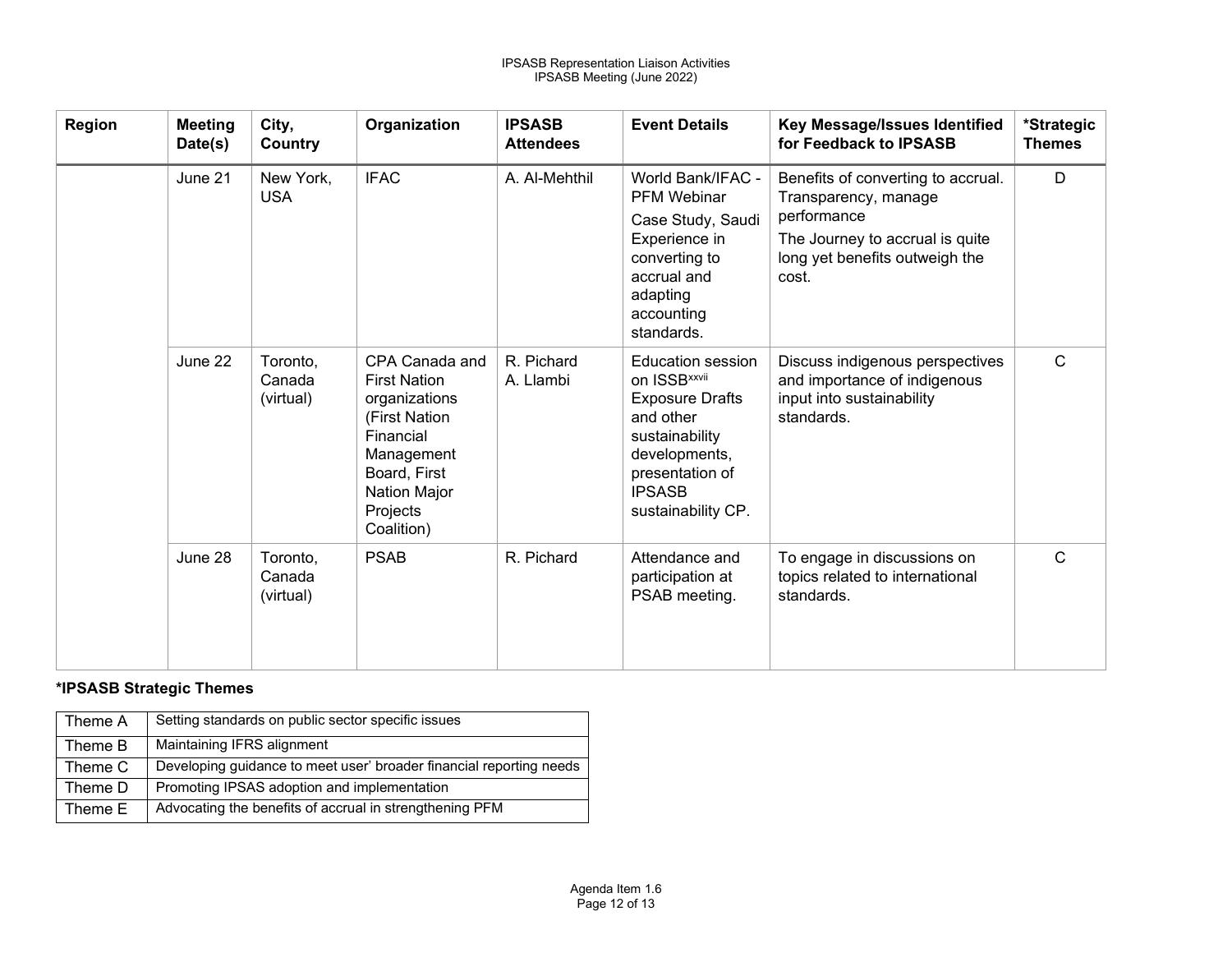| Region | Meeting Date(s) | City, Country | Organization | IPSASB Attendees | Event Details | Key Message/Issues Identified for Feedback to IPSASB | *Strategic Themes |
|---|---|---|---|---|---|---|---|
| | June 21 | New York, USA | IFAC | A. Al-Mehthil | World Bank/IFAC - PFM Webinar<br>Case Study, Saudi Experience in converting to accrual and adapting accounting standards. | Benefits of converting to accrual. Transparency, manage performance<br>The Journey to accrual is quite long yet benefits outweigh the cost. | D |
| | June 22 | Toronto, Canada (virtual) | CPA Canada and First Nation organizations (First Nation Financial Management Board, First Nation Major Projects Coalition) | R. Pichard<br>A. Llambi | Education session on ISSB[xxvii] Exposure Drafts and other sustainability developments, presentation of IPSASB sustainability CP. | Discuss indigenous perspectives and importance of indigenous input into sustainability standards. | C |
| | June 28 | Toronto, Canada (virtual) | PSAB | R. Pichard | Attendance and participation at PSAB meeting. | To engage in discussions on topics related to international standards. | C |

**\*IPSASB Strategic Themes**

| | |
|---|---|
| Theme A | Setting standards on public sector specific issues |
| Theme B | Maintaining IFRS alignment |
| Theme C | Developing guidance to meet user' broader financial reporting needs |
| Theme D | Promoting IPSAS adoption and implementation |
| Theme E | Advocating the benefits of accrual in strengthening PFM |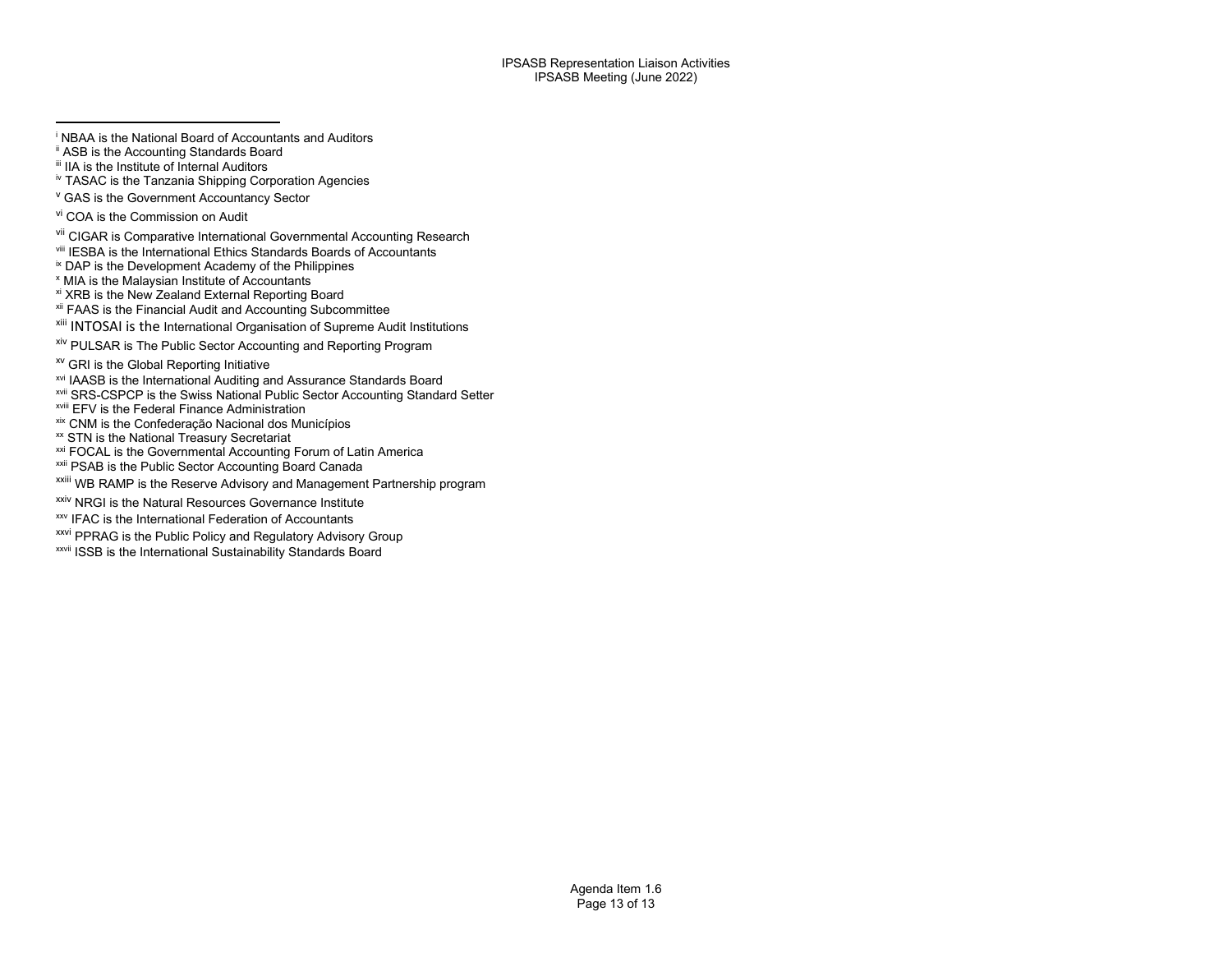[i] NBAA is the National Board of Accountants and Auditors
[ii] ASB is the Accounting Standards Board
[iii] IIA is the Institute of Internal Auditors
[iv] TASAC is the Tanzania Shipping Corporation Agencies
[v] GAS is the Government Accountancy Sector
[vi] COA is the Commission on Audit
[vii] CIGAR is Comparative International Governmental Accounting Research
[viii] IESBA is the International Ethics Standards Boards of Accountants
[ix] DAP is the Development Academy of the Philippines
[x] MIA is the Malaysian Institute of Accountants
[xi] XRB is the New Zealand External Reporting Board
[xii] FAAS is the Financial Audit and Accounting Subcommittee
[xiii] INTOSAI is the International Organisation of Supreme Audit Institutions
[xiv] PULSAR is The Public Sector Accounting and Reporting Program
[xv] GRI is the Global Reporting Initiative
[xvi] IAASB is the International Auditing and Assurance Standards Board
[xvii] SRS-CSPCP is the Swiss National Public Sector Accounting Standard Setter
[xviii] EFV is the Federal Finance Administration
[xix] CNM is the Confederação Nacional dos Municípios
[xx] STN is the National Treasury Secretariat
[xxi] FOCAL is the Governmental Accounting Forum of Latin America
[xxii] PSAB is the Public Sector Accounting Board Canada
[xxiii] WB RAMP is the Reserve Advisory and Management Partnership program
[xxiv] NRGI is the Natural Resources Governance Institute
[xxv] IFAC is the International Federation of Accountants
[xxvi] PPRAG is the Public Policy and Regulatory Advisory Group
[xxvii] ISSB is the International Sustainability Standards Board